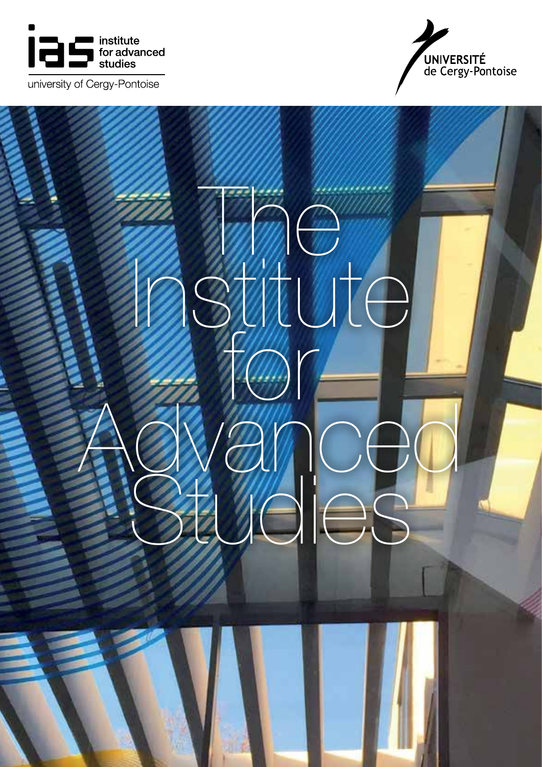ias institute for advanced studies

university of Cergy-Pontoise

UNIVERSITÉ de Cergy-Pontoise

# The Institute for Advanced Studies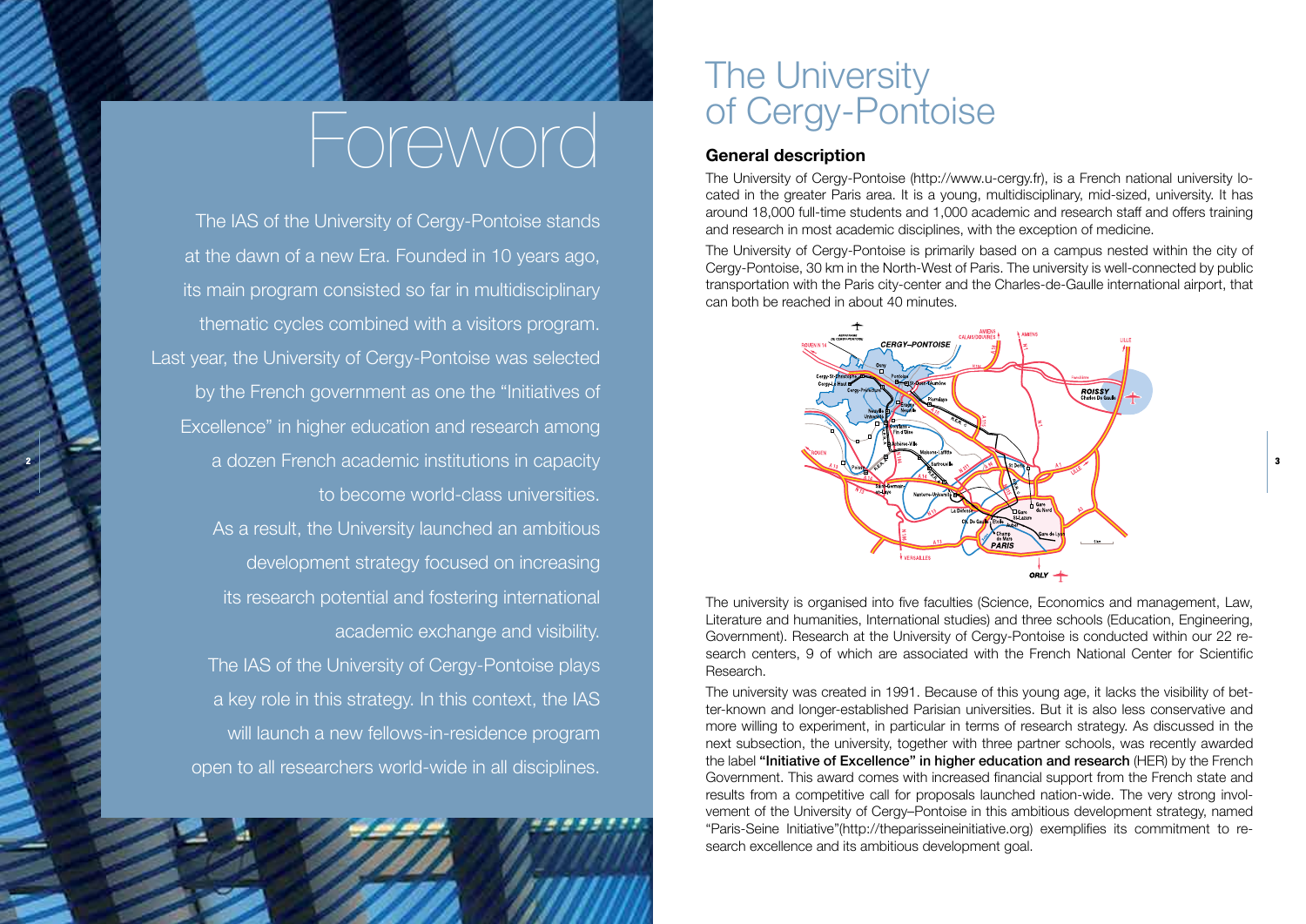# Foreword

The IAS of the University of Cergy-Pontoise stands at the dawn of a new Era. Founded in 10 years ago, its main program consisted so far in multidisciplinary thematic cycles combined with a visitors program. Last year, the University of Cergy-Pontoise was selected by the French government as one the "Initiatives of Excellence" in higher education and research among a dozen French academic institutions in capacity to become world-class universities.

As a result, the University launched an ambitious development strategy focused on increasing its research potential and fostering international academic exchange and visibility.

The IAS of the University of Cergy-Pontoise plays a key role in this strategy. In this context, the IAS will launch a new fellows-in-residence program open to all researchers world-wide in all disciplines.

# The University of Cergy-Pontoise

## General description

The University of Cergy-Pontoise (http://www.u-cergy.fr), is a French national university located in the greater Paris area. It is a young, multidisciplinary, mid-sized, university. It has around 18,000 full-time students and 1,000 academic and research staff and offers training and research in most academic disciplines, with the exception of medicine.

The University of Cergy-Pontoise is primarily based on a campus nested within the city of Cergy-Pontoise, 30 km in the North-West of Paris. The university is well-connected by public transportation with the Paris city-center and the Charles-de-Gaulle international airport, that can both be reached in about 40 minutes.

The university is organised into five faculties (Science, Economics and management, Law, Literature and humanities, International studies) and three schools (Education, Engineering, Government). Research at the University of Cergy-Pontoise is conducted within our 22 research centers, 9 of which are associated with the French National Center for Scientific Research.

The university was created in 1991. Because of this young age, it lacks the visibility of better-known and longer-established Parisian universities. But it is also less conservative and more willing to experiment, in particular in terms of research strategy. As discussed in the next subsection, the university, together with three partner schools, was recently awarded the label **"Initiative of Excellence" in higher education and research** (HER) by the French Government. This award comes with increased financial support from the French state and results from a competitive call for proposals launched nation-wide. The very strong involvement of the University of Cergy–Pontoise in this ambitious development strategy, named "Paris-Seine Initiative"(http://theparisseineinitiative.org) exemplifies its commitment to research excellence and its ambitious development goal.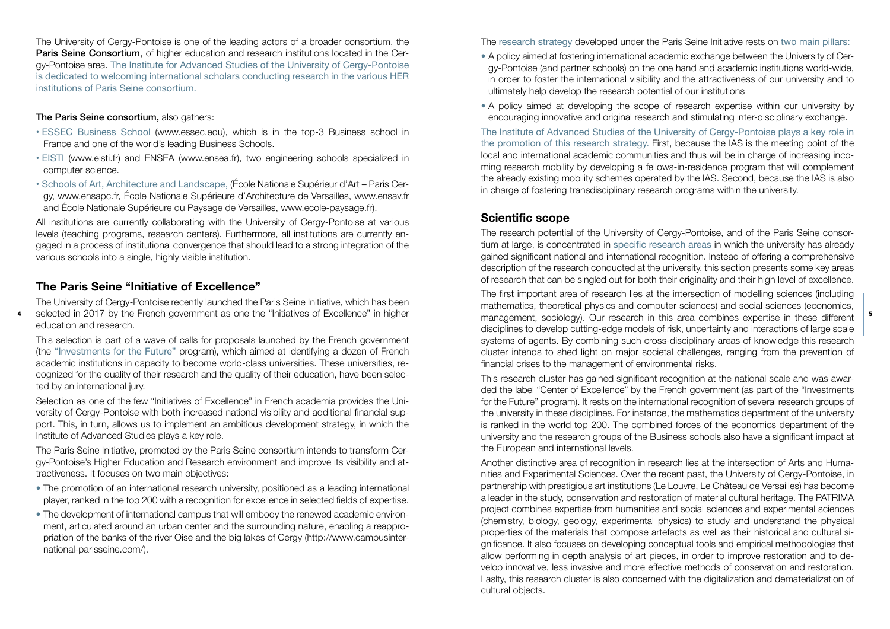The University of Cergy-Pontoise is one of the leading actors of a broader consortium, the **Paris Seine Consortium**, of higher education and research institutions located in the Cergy-Pontoise area. The Institute for Advanced Studies of the University of Cergy-Pontoise is dedicated to welcoming international scholars conducting research in the various HER institutions of Paris Seine consortium.

**The Paris Seine consortium,** also gathers:

- ESSEC Business School (www.essec.edu), which is in the top-3 Business school in France and one of the world's leading Business Schools.
- EISTI (www.eisti.fr) and ENSEA (www.ensea.fr), two engineering schools specialized in computer science.
- Schools of Art, Architecture and Landscape, (École Nationale Supérieur d'Art – Paris Cergy, www.ensapc.fr, École Nationale Supérieure d'Architecture de Versailles, www.ensav.fr and École Nationale Supérieure du Paysage de Versailles, www.ecole-paysage.fr).

All institutions are currently collaborating with the University of Cergy-Pontoise at various levels (teaching programs, research centers). Furthermore, all institutions are currently engaged in a process of institutional convergence that should lead to a strong integration of the various schools into a single, highly visible institution.

## The Paris Seine "Initiative of Excellence"

The University of Cergy-Pontoise recently launched the Paris Seine Initiative, which has been selected in 2017 by the French government as one the "Initiatives of Excellence" in higher education and research.

This selection is part of a wave of calls for proposals launched by the French government (the "Investments for the Future" program), which aimed at identifying a dozen of French academic institutions in capacity to become world-class universities. These universities, recognized for the quality of their research and the quality of their education, have been selected by an international jury.

Selection as one of the few "Initiatives of Excellence" in French academia provides the University of Cergy-Pontoise with both increased national visibility and additional financial support. This, in turn, allows us to implement an ambitious development strategy, in which the Institute of Advanced Studies plays a key role.

The Paris Seine Initiative, promoted by the Paris Seine consortium intends to transform Cergy-Pontoise's Higher Education and Research environment and improve its visibility and attractiveness. It focuses on two main objectives:

- The promotion of an international research university, positioned as a leading international player, ranked in the top 200 with a recognition for excellence in selected fields of expertise.
- The development of international campus that will embody the renewed academic environment, articulated around an urban center and the surrounding nature, enabling a reappropriation of the banks of the river Oise and the big lakes of Cergy (http://www.campusinternational-parisseine.com/).

The research strategy developed under the Paris Seine Initiative rests on two main pillars:

- A policy aimed at fostering international academic exchange between the University of Cergy-Pontoise (and partner schools) on the one hand and academic institutions world-wide, in order to foster the international visibility and the attractiveness of our university and to ultimately help develop the research potential of our institutions
- A policy aimed at developing the scope of research expertise within our university by encouraging innovative and original research and stimulating inter-disciplinary exchange.

The Institute of Advanced Studies of the University of Cergy-Pontoise plays a key role in the promotion of this research strategy. First, because the IAS is the meeting point of the local and international academic communities and thus will be in charge of increasing incoming research mobility by developing a fellows-in-residence program that will complement the already existing mobility schemes operated by the IAS. Second, because the IAS is also in charge of fostering transdisciplinary research programs within the university.

## Scientific scope

The research potential of the University of Cergy-Pontoise, and of the Paris Seine consortium at large, is concentrated in specific research areas in which the university has already gained significant national and international recognition. Instead of offering a comprehensive description of the research conducted at the university, this section presents some key areas of research that can be singled out for both their originality and their high level of excellence.

The first important area of research lies at the intersection of modelling sciences (including mathematics, theoretical physics and computer sciences) and social sciences (economics, management, sociology). Our research in this area combines expertise in these different disciplines to develop cutting-edge models of risk, uncertainty and interactions of large scale systems of agents. By combining such cross-disciplinary areas of knowledge this research cluster intends to shed light on major societal challenges, ranging from the prevention of financial crises to the management of environmental risks.

This research cluster has gained significant recognition at the national scale and was awarded the label "Center of Excellence" by the French government (as part of the "Investments for the Future" program). It rests on the international recognition of several research groups of the university in these disciplines. For instance, the mathematics department of the university is ranked in the world top 200. The combined forces of the economics department of the university and the research groups of the Business schools also have a significant impact at the European and international levels.

Another distinctive area of recognition in research lies at the intersection of Arts and Humanities and Experimental Sciences. Over the recent past, the University of Cergy-Pontoise, in partnership with prestigious art institutions (Le Louvre, Le Château de Versailles) has become a leader in the study, conservation and restoration of material cultural heritage. The PATRIMA project combines expertise from humanities and social sciences and experimental sciences (chemistry, biology, geology, experimental physics) to study and understand the physical properties of the materials that compose artefacts as well as their historical and cultural significance. It also focuses on developing conceptual tools and empirical methodologies that allow performing in depth analysis of art pieces, in order to improve restoration and to develop innovative, less invasive and more effective methods of conservation and restoration. Laslty, this research cluster is also concerned with the digitalization and dematerialization of cultural objects.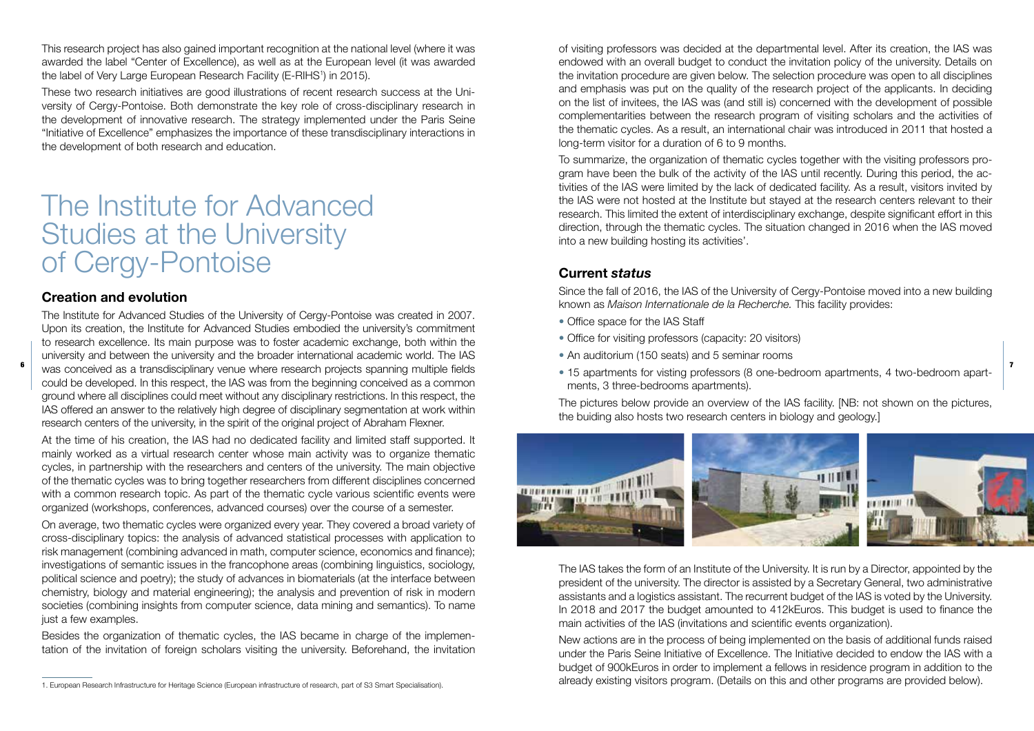This research project has also gained important recognition at the national level (where it was awarded the label "Center of Excellence), as well as at the European level (it was awarded the label of Very Large European Research Facility (E-RIHS[1]) in 2015).

These two research initiatives are good illustrations of recent research success at the University of Cergy-Pontoise. Both demonstrate the key role of cross-disciplinary research in the development of innovative research. The strategy implemented under the Paris Seine "Initiative of Excellence" emphasizes the importance of these transdisciplinary interactions in the development of both research and education.

# The Institute for Advanced Studies at the University of Cergy-Pontoise

## Creation and evolution

The Institute for Advanced Studies of the University of Cergy-Pontoise was created in 2007. Upon its creation, the Institute for Advanced Studies embodied the university's commitment to research excellence. Its main purpose was to foster academic exchange, both within the university and between the university and the broader international academic world. The IAS was conceived as a transdisciplinary venue where research projects spanning multiple fields could be developed. In this respect, the IAS was from the beginning conceived as a common ground where all disciplines could meet without any disciplinary restrictions. In this respect, the IAS offered an answer to the relatively high degree of disciplinary segmentation at work within research centers of the university, in the spirit of the original project of Abraham Flexner.

At the time of his creation, the IAS had no dedicated facility and limited staff supported. It mainly worked as a virtual research center whose main activity was to organize thematic cycles, in partnership with the researchers and centers of the university. The main objective of the thematic cycles was to bring together researchers from different disciplines concerned with a common research topic. As part of the thematic cycle various scientific events were organized (workshops, conferences, advanced courses) over the course of a semester.

On average, two thematic cycles were organized every year. They covered a broad variety of cross-disciplinary topics: the analysis of advanced statistical processes with application to risk management (combining advanced in math, computer science, economics and finance); investigations of semantic issues in the francophone areas (combining linguistics, sociology, political science and poetry); the study of advances in biomaterials (at the interface between chemistry, biology and material engineering); the analysis and prevention of risk in modern societies (combining insights from computer science, data mining and semantics). To name just a few examples.

Besides the organization of thematic cycles, the IAS became in charge of the implementation of the invitation of foreign scholars visiting the university. Beforehand, the invitation of visiting professors was decided at the departmental level. After its creation, the IAS was endowed with an overall budget to conduct the invitation policy of the university. Details on the invitation procedure are given below. The selection procedure was open to all disciplines and emphasis was put on the quality of the research project of the applicants. In deciding on the list of invitees, the IAS was (and still is) concerned with the development of possible complementarities between the research program of visiting scholars and the activities of the thematic cycles. As a result, an international chair was introduced in 2011 that hosted a long-term visitor for a duration of 6 to 9 months.

To summarize, the organization of thematic cycles together with the visiting professors program have been the bulk of the activity of the IAS until recently. During this period, the activities of the IAS were limited by the lack of dedicated facility. As a result, visitors invited by the IAS were not hosted at the Institute but stayed at the research centers relevant to their research. This limited the extent of interdisciplinary exchange, despite significant effort in this direction, through the thematic cycles. The situation changed in 2016 when the IAS moved into a new building hosting its activities'.

## Current *status*

Since the fall of 2016, the IAS of the University of Cergy-Pontoise moved into a new building known as *Maison Internationale de la Recherche*. This facility provides:

- Office space for the IAS Staff
- Office for visiting professors (capacity: 20 visitors)
- An auditorium (150 seats) and 5 seminar rooms
- 15 apartments for visting professors (8 one-bedroom apartments, 4 two-bedroom apartments, 3 three-bedrooms apartments).

The pictures below provide an overview of the IAS facility. [NB: not shown on the pictures, the buiding also hosts two research centers in biology and geology.]

The IAS takes the form of an Institute of the University. It is run by a Director, appointed by the president of the university. The director is assisted by a Secretary General, two administrative assistants and a logistics assistant. The recurrent budget of the IAS is voted by the University. In 2018 and 2017 the budget amounted to 412kEuros. This budget is used to finance the main activities of the IAS (invitations and scientific events organization).

New actions are in the process of being implemented on the basis of additional funds raised under the Paris Seine Initiative of Excellence. The Initiative decided to endow the IAS with a budget of 900kEuros in order to implement a fellows in residence program in addition to the already existing visitors program. (Details on this and other programs are provided below).

---

1. European Research Infrastructure for Heritage Science (European infrastructure of research, part of S3 Smart Specialisation).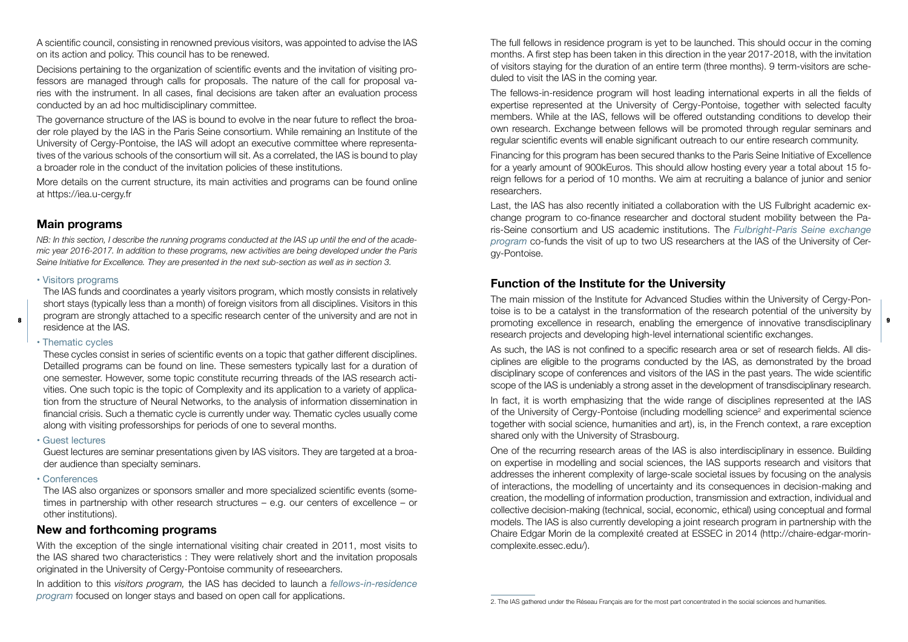A scientific council, consisting in renowned previous visitors, was appointed to advise the IAS on its action and policy. This council has to be renewed.

Decisions pertaining to the organization of scientific events and the invitation of visiting professors are managed through calls for proposals. The nature of the call for proposal varies with the instrument. In all cases, final decisions are taken after an evaluation process conducted by an ad hoc multidisciplinary committee.

The governance structure of the IAS is bound to evolve in the near future to reflect the broader role played by the IAS in the Paris Seine consortium. While remaining an Institute of the University of Cergy-Pontoise, the IAS will adopt an executive committee where representatives of the various schools of the consortium will sit. As a correlated, the IAS is bound to play a broader role in the conduct of the invitation policies of these institutions.

More details on the current structure, its main activities and programs can be found online at https://iea.u-cergy.fr

## Main programs

*NB: In this section, I describe the running programs conducted at the IAS up until the end of the academic year 2016-2017. In addition to these programs, new activities are being developed under the Paris Seine Initiative for Excellence. They are presented in the next sub-section as well as in section 3.*

- Visitors programs

  The IAS funds and coordinates a yearly visitors program, which mostly consists in relatively short stays (typically less than a month) of foreign visitors from all disciplines. Visitors in this program are strongly attached to a specific research center of the university and are not in residence at the IAS.

- Thematic cycles

  These cycles consist in series of scientific events on a topic that gather different disciplines. Detailled programs can be found on line. These semesters typically last for a duration of one semester. However, some topic constitute recurring threads of the IAS research activities. One such topic is the topic of Complexity and its application to a variety of application from the structure of Neural Networks, to the analysis of information dissemination in financial crisis. Such a thematic cycle is currently under way. Thematic cycles usually come along with visiting professorships for periods of one to several months.

- Guest lectures

  Guest lectures are seminar presentations given by IAS visitors. They are targeted at a broader audience than specialty seminars.

- Conferences

  The IAS also organizes or sponsors smaller and more specialized scientific events (sometimes in partnership with other research structures – e.g. our centers of excellence – or other institutions).

## New and forthcoming programs

With the exception of the single international visiting chair created in 2011, most visits to the IAS shared two characteristics : They were relatively short and the invitation proposals originated in the University of Cergy-Pontoise community of reseearchers.

In addition to this *visitors program,* the IAS has decided to launch a *fellows-in-residence program* focused on longer stays and based on open call for applications.

The full fellows in residence program is yet to be launched. This should occur in the coming months. A first step has been taken in this direction in the year 2017-2018, with the invitation of visitors staying for the duration of an entire term (three months). 9 term-visitors are scheduled to visit the IAS in the coming year.

The fellows-in-residence program will host leading international experts in all the fields of expertise represented at the University of Cergy-Pontoise, together with selected faculty members. While at the IAS, fellows will be offered outstanding conditions to develop their own research. Exchange between fellows will be promoted through regular seminars and regular scientific events will enable significant outreach to our entire research community.

Financing for this program has been secured thanks to the Paris Seine Initiative of Excellence for a yearly amount of 900kEuros. This should allow hosting every year a total about 15 foreign fellows for a period of 10 months. We aim at recruiting a balance of junior and senior researchers.

Last, the IAS has also recently initiated a collaboration with the US Fulbright academic exchange program to co-finance researcher and doctoral student mobility between the Paris-Seine consortium and US academic institutions. The *Fulbright-Paris Seine exchange program* co-funds the visit of up to two US researchers at the IAS of the University of Cergy-Pontoise.

## Function of the Institute for the University

The main mission of the Institute for Advanced Studies within the University of Cergy-Pontoise is to be a catalyst in the transformation of the research potential of the university by promoting excellence in research, enabling the emergence of innovative transdisciplinary research projects and developing high-level international scientific exchanges.

As such, the IAS is not confined to a specific research area or set of research fields. All disciplines are eligible to the programs conducted by the IAS, as demonstrated by the broad disciplinary scope of conferences and visitors of the IAS in the past years. The wide scientific scope of the IAS is undeniably a strong asset in the development of transdisciplinary research.

In fact, it is worth emphasizing that the wide range of disciplines represented at the IAS of the University of Cergy-Pontoise (including modelling science[2] and experimental science together with social science, humanities and art), is, in the French context, a rare exception shared only with the University of Strasbourg.

One of the recurring research areas of the IAS is also interdisciplinary in essence. Building on expertise in modelling and social sciences, the IAS supports research and visitors that addresses the inherent complexity of large-scale societal issues by focusing on the analysis of interactions, the modelling of uncertainty and its consequences in decision-making and creation, the modelling of information production, transmission and extraction, individual and collective decision-making (technical, social, economic, ethical) using conceptual and formal models. The IAS is also currently developing a joint research program in partnership with the Chaire Edgar Morin de la complexité created at ESSEC in 2014 (http://chaire-edgar-morin-complexite.essec.edu/).

2. The IAS gathered under the Réseau Français are for the most part concentrated in the social sciences and humanities.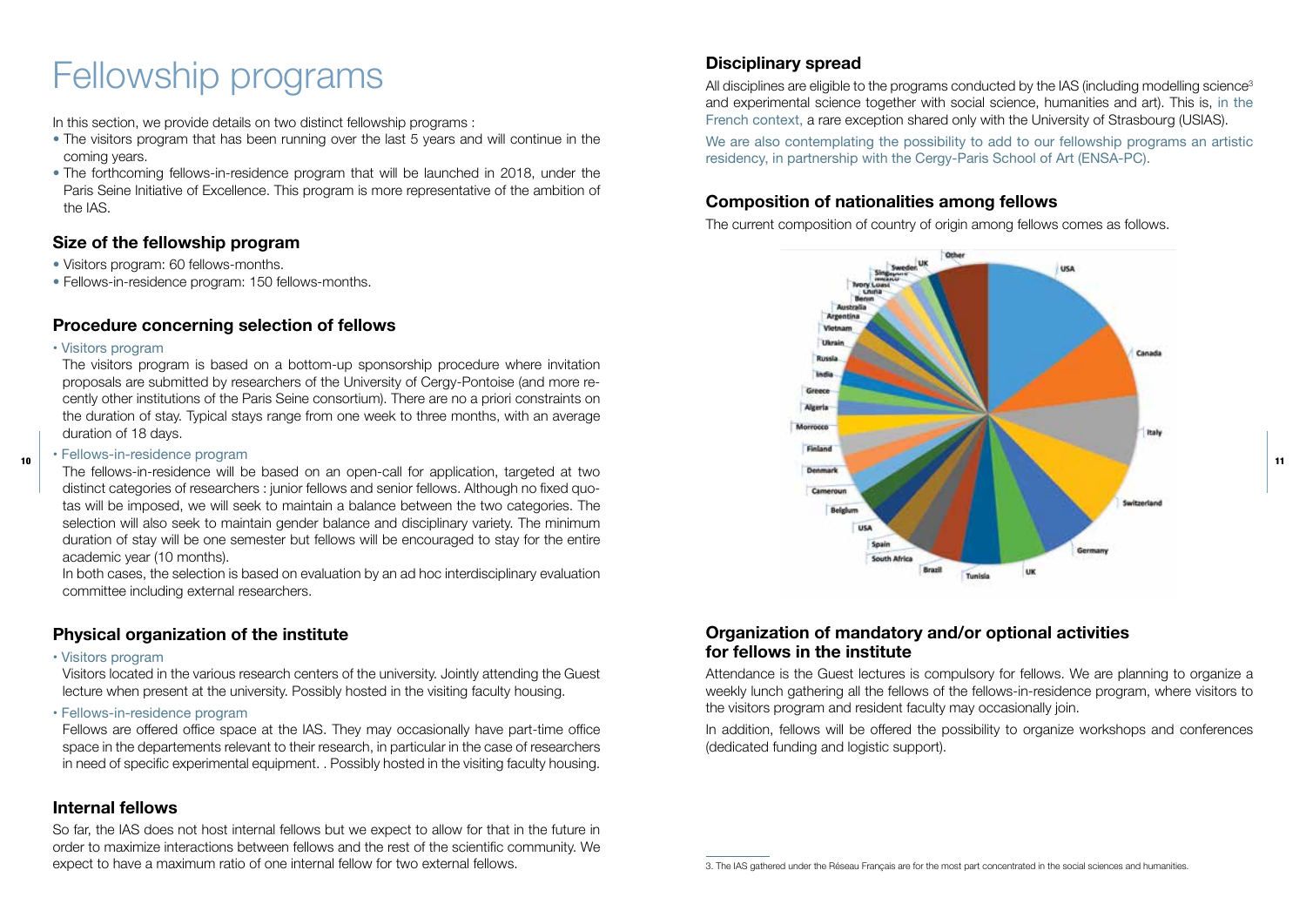# Fellowship programs

In this section, we provide details on two distinct fellowship programs :

- The visitors program that has been running over the last 5 years and will continue in the coming years.
- The forthcoming fellows-in-residence program that will be launched in 2018, under the Paris Seine Initiative of Excellence. This program is more representative of the ambition of the IAS.

## Size of the fellowship program

- Visitors program: 60 fellows-months.
- Fellows-in-residence program: 150 fellows-months.

## Procedure concerning selection of fellows

- Visitors program

  The visitors program is based on a bottom-up sponsorship procedure where invitation proposals are submitted by researchers of the University of Cergy-Pontoise (and more recently other institutions of the Paris Seine consortium). There are no a priori constraints on the duration of stay. Typical stays range from one week to three months, with an average duration of 18 days.

- Fellows-in-residence program

  The fellows-in-residence will be based on an open-call for application, targeted at two distinct categories of researchers : junior fellows and senior fellows. Although no fixed quotas will be imposed, we will seek to maintain a balance between the two categories. The selection will also seek to maintain gender balance and disciplinary variety. The minimum duration of stay will be one semester but fellows will be encouraged to stay for the entire academic year (10 months).

  In both cases, the selection is based on evaluation by an ad hoc interdisciplinary evaluation committee including external researchers.

## Physical organization of the institute

- Visitors program

  Visitors located in the various research centers of the university. Jointly attending the Guest lecture when present at the university. Possibly hosted in the visiting faculty housing.

- Fellows-in-residence program

  Fellows are offered office space at the IAS. They may occasionally have part-time office space in the departements relevant to their research, in particular in the case of researchers in need of specific experimental equipment. . Possibly hosted in the visiting faculty housing.

## Internal fellows

So far, the IAS does not host internal fellows but we expect to allow for that in the future in order to maximize interactions between fellows and the rest of the scientific community. We expect to have a maximum ratio of one internal fellow for two external fellows.

## Disciplinary spread

All disciplines are eligible to the programs conducted by the IAS (including modelling science[3] and experimental science together with social science, humanities and art). This is, in the French context, a rare exception shared only with the University of Strasbourg (USIAS).

We are also contemplating the possibility to add to our fellowship programs an artistic residency, in partnership with the Cergy-Paris School of Art (ENSA-PC).

## Composition of nationalities among fellows

The current composition of country of origin among fellows comes as follows.

## Organization of mandatory and/or optional activities for fellows in the institute

Attendance is the Guest lectures is compulsory for fellows. We are planning to organize a weekly lunch gathering all the fellows of the fellows-in-residence program, where visitors to the visitors program and resident faculty may occasionally join.

In addition, fellows will be offered the possibility to organize workshops and conferences (dedicated funding and logistic support).

3. The IAS gathered under the Réseau Français are for the most part concentrated in the social sciences and humanities.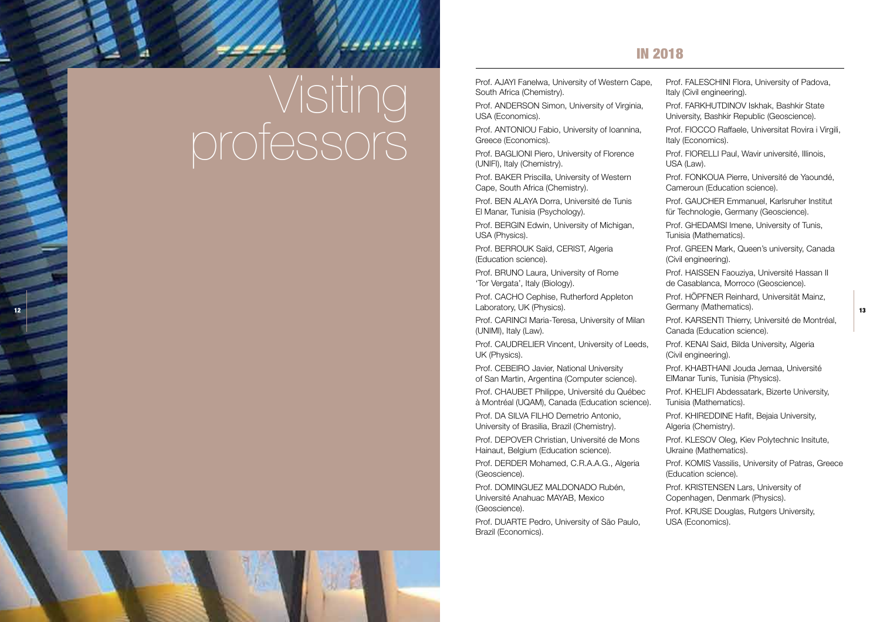# Visiting professors

## IN 2018

Prof. AJAYI Fanelwa, University of Western Cape, South Africa (Chemistry).

Prof. ANDERSON Simon, University of Virginia, USA (Economics).

Prof. ANTONIOU Fabio, University of Ioannina, Greece (Economics).

Prof. BAGLIONI Piero, University of Florence (UNIFI), Italy (Chemistry).

Prof. BAKER Priscilla, University of Western Cape, South Africa (Chemistry).

Prof. BEN ALAYA Dorra, Université de Tunis El Manar, Tunisia (Psychology).

Prof. BERGIN Edwin, University of Michigan, USA (Physics).

Prof. BERROUK Saïd, CERIST, Algeria (Education science).

Prof. BRUNO Laura, University of Rome 'Tor Vergata', Italy (Biology).

Prof. CACHO Cephise, Rutherford Appleton Laboratory, UK (Physics).

Prof. CARINCI Maria-Teresa, University of Milan (UNIMI), Italy (Law).

Prof. CAUDRELIER Vincent, University of Leeds, UK (Physics).

Prof. CEBEIRO Javier, National University of San Martin, Argentina (Computer science).

Prof. CHAUBET Philippe, Université du Québec à Montréal (UQAM), Canada (Education science).

Prof. DA SILVA FILHO Demetrio Antonio, University of Brasilia, Brazil (Chemistry).

Prof. DEPOVER Christian, Université de Mons Hainaut, Belgium (Education science).

Prof. DERDER Mohamed, C.R.A.A.G., Algeria (Geoscience).

Prof. DOMINGUEZ MALDONADO Rubén, Université Anahuac MAYAB, Mexico (Geoscience).

Prof. DUARTE Pedro, University of São Paulo, Brazil (Economics).

Prof. FALESCHINI Flora, University of Padova, Italy (Civil engineering).

Prof. FARKHUTDINOV Iskhak, Bashkir State University, Bashkir Republic (Geoscience).

Prof. FIOCCO Raffaele, Universitat Rovira i Virgili, Italy (Economics).

Prof. FIORELLI Paul, Wavir université, Illinois, USA (Law).

Prof. FONKOUA Pierre, Université de Yaoundé, Cameroun (Education science).

Prof. GAUCHER Emmanuel, Karlsruher Institut für Technologie, Germany (Geoscience).

Prof. GHEDAMSI Imene, University of Tunis, Tunisia (Mathematics).

Prof. GREEN Mark, Queen's university, Canada (Civil engineering).

Prof. HAISSEN Faouziya, Université Hassan II de Casablanca, Morroco (Geoscience).

Prof. HÖPFNER Reinhard, Universität Mainz, Germany (Mathematics).

Prof. KARSENTI Thierry, Université de Montréal, Canada (Education science).

Prof. KENAI Said, Bilda University, Algeria (Civil engineering).

Prof. KHABTHANI Jouda Jemaa, Université ElManar Tunis, Tunisia (Physics).

Prof. KHELIFI Abdessatark, Bizerte University, Tunisia (Mathematics).

Prof. KHIREDDINE Hafit, Bejaia University, Algeria (Chemistry).

Prof. KLESOV Oleg, Kiev Polytechnic Insitute, Ukraine (Mathematics).

Prof. KOMIS Vassilis, University of Patras, Greece (Education science).

Prof. KRISTENSEN Lars, University of Copenhagen, Denmark (Physics).

Prof. KRUSE Douglas, Rutgers University, USA (Economics).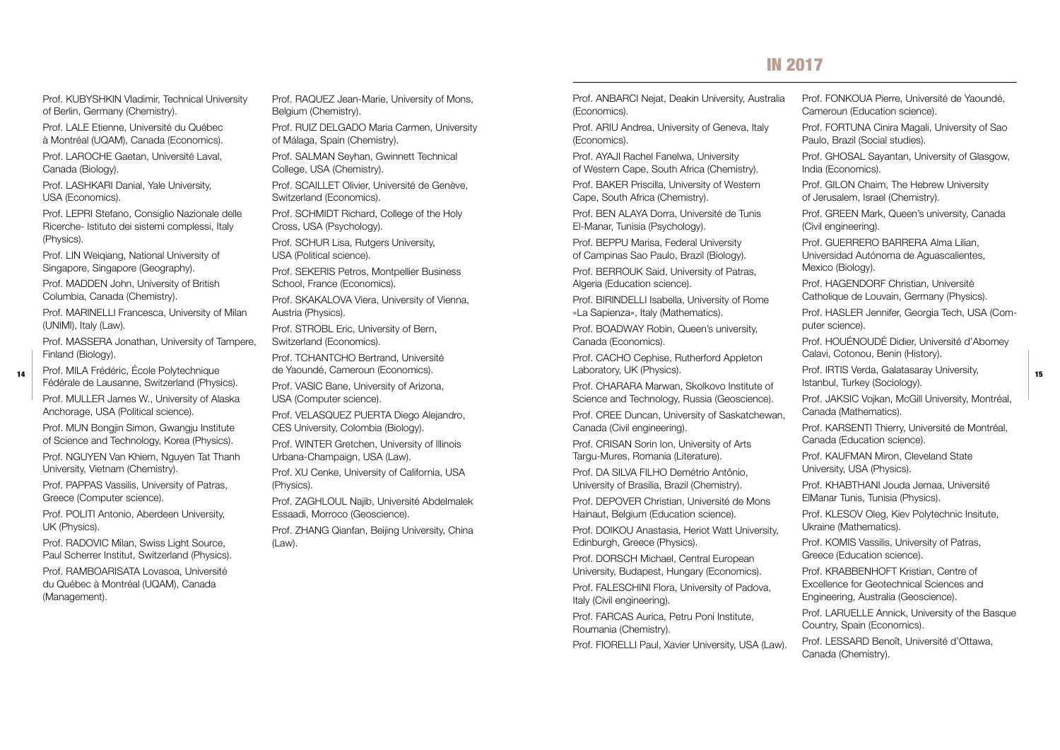Prof. KUBYSHKIN Vladimir, Technical University of Berlin, Germany (Chemistry).

Prof. LALE Etienne, Université du Québec à Montréal (UQAM), Canada (Economics).

Prof. LAROCHE Gaetan, Université Laval, Canada (Biology).

Prof. LASHKARI Danial, Yale University, USA (Economics).

Prof. LEPRI Stefano, Consiglio Nazionale delle Ricerche- Istituto dei sistemi complessi, Italy (Physics).

Prof. LIN Weiqiang, National University of Singapore, Singapore (Geography).

Prof. MADDEN John, University of British Columbia, Canada (Chemistry).

Prof. MARINELLI Francesca, University of Milan (UNIMI), Italy (Law).

Prof. MASSERA Jonathan, University of Tampere, Finland (Biology).

Prof. MILA Frédéric, École Polytechnique Fédérale de Lausanne, Switzerland (Physics).

Prof. MULLER James W., University of Alaska Anchorage, USA (Political science).

Prof. MUN Bongjin Simon, Gwangju Institute of Science and Technology, Korea (Physics).

Prof. NGUYEN Van Khiem, Nguyen Tat Thanh University, Vietnam (Chemistry).

Prof. PAPPAS Vassilis, University of Patras, Greece (Computer science).

Prof. POLITI Antonio, Aberdeen University, UK (Physics).

Prof. RADOVIC Milan, Swiss Light Source, Paul Scherrer Institut, Switzerland (Physics).

Prof. RAMBOARISATA Lovasoa, Université du Québec à Montréal (UQAM), Canada (Management).

Prof. RAQUEZ Jean-Marie, University of Mons, Belgium (Chemistry).

Prof. RUIZ DELGADO Maria Carmen, University of Málaga, Spain (Chemistry).

Prof. SALMAN Seyhan, Gwinnett Technical College, USA (Chemistry).

Prof. SCAILLET Olivier, Université de Genève, Switzerland (Economics).

Prof. SCHMIDT Richard, College of the Holy Cross, USA (Psychology).

Prof. SCHUR Lisa, Rutgers University, USA (Political science).

Prof. SEKERIS Petros, Montpellier Business School, France (Economics).

Prof. SKAKALOVA Viera, University of Vienna, Austria (Physics).

Prof. STROBL Eric, University of Bern, Switzerland (Economics).

Prof. TCHANTCHO Bertrand, Université de Yaoundé, Cameroun (Economics).

Prof. VASIC Bane, University of Arizona, USA (Computer science).

Prof. VELASQUEZ PUERTA Diego Alejandro, CES University, Colombia (Biology).

Prof. WINTER Gretchen, University of Illinois Urbana-Champaign, USA (Law).

Prof. XU Cenke, University of California, USA (Physics).

Prof. ZAGHLOUL Najib, Université Abdelmalek Essaadi, Morroco (Geoscience).

Prof. ZHANG Qianfan, Beijing University, China (Law).

## IN 2017

Prof. ANBARCI Nejat, Deakin University, Australia (Economics).

Prof. ARIU Andrea, University of Geneva, Italy (Economics).

Prof. AYAJI Rachel Fanelwa, University of Western Cape, South Africa (Chemistry).

Prof. BAKER Priscilla, University of Western Cape, South Africa (Chemistry).

Prof. BEN ALAYA Dorra, Université de Tunis El-Manar, Tunisia (Psychology).

Prof. BEPPU Marisa, Federal University of Campinas Sao Paulo, Brazil (Biology).

Prof. BERROUK Said, University of Patras, Algeria (Education science).

Prof. BIRINDELLI Isabella, University of Rome «La Sapienza», Italy (Mathematics).

Prof. BOADWAY Robin, Queen's university, Canada (Economics).

Prof. CACHO Cephise, Rutherford Appleton Laboratory, UK (Physics).

Prof. CHARARA Marwan, Skolkovo Institute of Science and Technology, Russia (Geoscience).

Prof. CREE Duncan, University of Saskatchewan, Canada (Civil engineering).

Prof. CRISAN Sorin Ion, University of Arts Targu-Mures, Romania (Literature).

Prof. DA SILVA FILHO Demétrio Antônio, University of Brasilia, Brazil (Chemistry).

Prof. DEPOVER Christian, Université de Mons Hainaut, Belgium (Education science).

Prof. DOIKOU Anastasia, Heriot Watt University, Edinburgh, Greece (Physics).

Prof. DORSCH Michael, Central European University, Budapest, Hungary (Economics).

Prof. FALESCHINI Flora, University of Padova, Italy (Civil engineering).

Prof. FARCAS Aurica, Petru Poni Institute, Roumania (Chemistry).

Prof. FIORELLI Paul, Xavier University, USA (Law).

Prof. FONKOUA Pierre, Université de Yaoundé, Cameroun (Education science).

Prof. FORTUNA Cinira Magali, University of Sao Paulo, Brazil (Social studies).

Prof. GHOSAL Sayantan, University of Glasgow, India (Economics).

Prof. GILON Chaim, The Hebrew University of Jerusalem, Israel (Chemistry).

Prof. GREEN Mark, Queen's university, Canada (Civil engineering).

Prof. GUERRERO BARRERA Alma Lilian, Universidad Autónoma de Aguascalientes, Mexico (Biology).

Prof. HAGENDORF Christian, Université Catholique de Louvain, Germany (Physics).

Prof. HASLER Jennifer, Georgia Tech, USA (Computer science).

Prof. HOUÉNOUDÉ Didier, Université d'Abomey Calavi, Cotonou, Benin (History).

Prof. IRTIS Verda, Galatasaray University, Istanbul, Turkey (Sociology).

Prof. JAKSIC Vojkan, McGill University, Montréal, Canada (Mathematics).

Prof. KARSENTI Thierry, Université de Montréal, Canada (Education science).

Prof. KAUFMAN Miron, Cleveland State University, USA (Physics).

Prof. KHABTHANI Jouda Jemaa, Université ElManar Tunis, Tunisia (Physics).

Prof. KLESOV Oleg, Kiev Polytechnic Insitute, Ukraine (Mathematics).

Prof. KOMIS Vassilis, University of Patras, Greece (Education science).

Prof. KRABBENHOFT Kristian, Centre of Excellence for Geotechnical Sciences and Engineering, Australia (Geoscience).

Prof. LARUELLE Annick, University of the Basque Country, Spain (Economics).

Prof. LESSARD Benoît, Université d'Ottawa, Canada (Chemistry).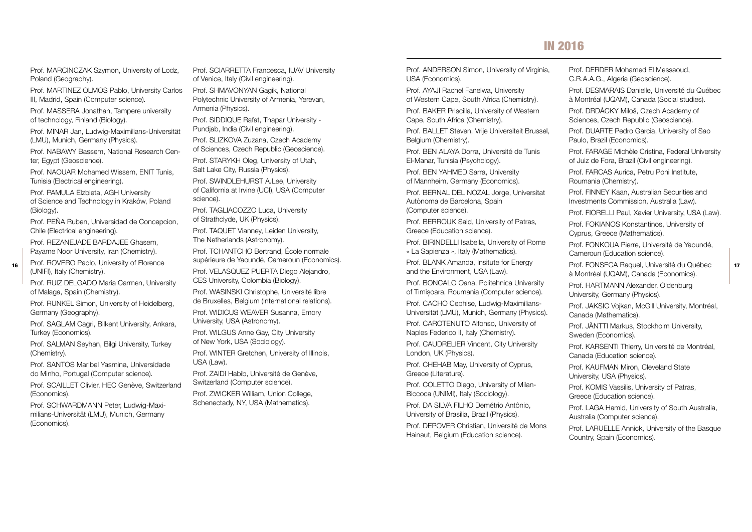Prof. MARCINCZAK Szymon, University of Lodz, Poland (Geography).

Prof. MARTINEZ OLMOS Pablo, University Carlos III, Madrid, Spain (Computer science).

Prof. MASSERA Jonathan, Tampere university of technology, Finland (Biology).

Prof. MINAR Jan, Ludwig-Maximilians-Universität (LMU), Munich, Germany (Physics).

Prof. NABAWY Bassem, National Research Center, Egypt (Geoscience).

Prof. NAOUAR Mohamed Wissem, ENIT Tunis, Tunisia (Electrical engineering).

Prof. PAMULA Elzbieta, AGH University of Science and Technology in Kraków, Poland (Biology).

Prof. PEÑA Ruben, Universidad de Concepcion, Chile (Electrical engineering).

Prof. REZANEJADE BARDAJEE Ghasem, Payame Noor University, Iran (Chemistry).

Prof. ROVERO Paolo, University of Florence (UNIFI), Italy (Chemistry).

Prof. RUIZ DELGADO Maria Carmen, University of Malaga, Spain (Chemistry).

Prof. RUNKEL Simon, University of Heidelberg, Germany (Geography).

Prof. SAGLAM Cagri, Bilkent University, Ankara, Turkey (Economics).

Prof. SALMAN Seyhan, Bilgi University, Turkey (Chemistry).

Prof. SANTOS Maribel Yasmina, Universidade do Minho, Portugal (Computer science).

Prof. SCAILLET Olivier, HEC Genève, Switzerland (Economics).

Prof. SCHWARDMANN Peter, Ludwig-Maximilians-Universität (LMU), Munich, Germany (Economics).

Prof. SCIARRETTA Francesca, IUAV University of Venice, Italy (Civil engineering).

Prof. SHMAVONYAN Gagik, National Polytechnic University of Armenia, Yerevan, Armenia (Physics).

Prof. SIDDIQUE Rafat, Thapar University - Pundjab, India (Civil engineering).

Prof. SLIZKOVA Zuzana, Czech Academy of Sciences, Czech Republic (Geoscience).

Prof. STARYKH Oleg, University of Utah, Salt Lake City, Russia (Physics).

Prof. SWINDLEHURST A.Lee, University of California at Irvine (UCI), USA (Computer science).

Prof. TAGLIACOZZO Luca, University of Strathclyde, UK (Physics).

Prof. TAQUET Vianney, Leiden University, The Netherlands (Astronomy).

Prof. TCHANTCHO Bertrand, École normale supérieure de Yaoundé, Cameroun (Economics).

Prof. VELASQUEZ PUERTA Diego Alejandro, CES University, Colombia (Biology).

Prof. WASINSKI Christophe, Université libre de Bruxelles, Belgium (International relations).

Prof. WIDICUS WEAVER Susanna, Emory University, USA (Astronomy).

Prof. WILGUS Anne Gay, City University of New York, USA (Sociology).

Prof. WINTER Gretchen, University of Illinois, USA (Law).

Prof. ZAIDI Habib, Université de Genève, Switzerland (Computer science).

Prof. ZWICKER William, Union College, Schenectady, NY, USA (Mathematics).

# IN 2016

Prof. ANDERSON Simon, University of Virginia, USA (Economics).

Prof. AYAJI Rachel Fanelwa, University of Western Cape, South Africa (Chemistry).

Prof. BAKER Priscilla, University of Western Cape, South Africa (Chemistry).

Prof. BALLET Steven, Vrije Universiteit Brussel, Belgium (Chemistry).

Prof. BEN ALAYA Dorra, Université de Tunis El-Manar, Tunisia (Psychology).

Prof. BEN YAHMED Sarra, University of Mannheim, Germany (Economics).

Prof. BERNAL DEL NOZAL Jorge, Universitat Autònoma de Barcelona, Spain (Computer science).

Prof. BERROUK Said, University of Patras, Greece (Education science).

Prof. BIRINDELLI Isabella, University of Rome « La Sapienza », Italy (Mathematics).

Prof. BLANK Amanda, Insitute for Energy and the Environment, USA (Law).

Prof. BONCALO Oana, Politehnica University of Timişoara, Roumania (Computer science).

Prof. CACHO Cephise, Ludwig-Maximilians-Universität (LMU), Munich, Germany (Physics).

Prof. CAROTENUTO Alfonso, University of Naples Federico II, Italy (Chemistry).

Prof. CAUDRELIER Vincent, City University London, UK (Physics).

Prof. CHEHAB May, University of Cyprus, Greece (Literature).

Prof. COLETTO Diego, University of Milan-Biccoca (UNIMI), Italy (Sociology).

Prof. DA SILVA FILHO Demétrio Antônio, University of Brasilia, Brazil (Physics).

Prof. DEPOVER Christian, Université de Mons Hainaut, Belgium (Education science).

Prof. DERDER Mohamed El Messaoud, C.R.A.A.G., Algeria (Geoscience).

Prof. DESMARAIS Danielle, Université du Québec à Montréal (UQAM), Canada (Social studies).

Prof. DRDÁCKY Miloš, Czech Academy of Sciences, Czech Republic (Geoscience).

Prof. DUARTE Pedro Garcia, University of Sao Paulo, Brazil (Economics).

Prof. FARAGE Michèle Cristina, Federal University of Juiz de Fora, Brazil (Civil engineering).

Prof. FARCAS Aurica, Petru Poni Institute, Roumania (Chemistry).

Prof. FINNEY Kaan, Australian Securities and Investments Commission, Australia (Law).

Prof. FIORELLI Paul, Xavier University, USA (Law).

Prof. FOKIANOS Konstantinos, University of Cyprus, Greece (Mathematics).

Prof. FONKOUA Pierre, Université de Yaoundé, Cameroun (Education science).

Prof. FONSECA Raquel, Université du Québec à Montréal (UQAM), Canada (Economics).

Prof. HARTMANN Alexander, Oldenburg University, Germany (Physics).

Prof. JAKSIC Vojkan, McGill University, Montréal, Canada (Mathematics).

Prof. JÄNTTI Markus, Stockholm University, Sweden (Economics).

Prof. KARSENTI Thierry, Université de Montréal, Canada (Education science).

Prof. KAUFMAN Miron, Cleveland State University, USA (Physics).

Prof. KOMIS Vassilis, University of Patras, Greece (Education science).

Prof. LAGA Hamid, University of South Australia, Australia (Computer science).

Prof. LARUELLE Annick, University of the Basque Country, Spain (Economics).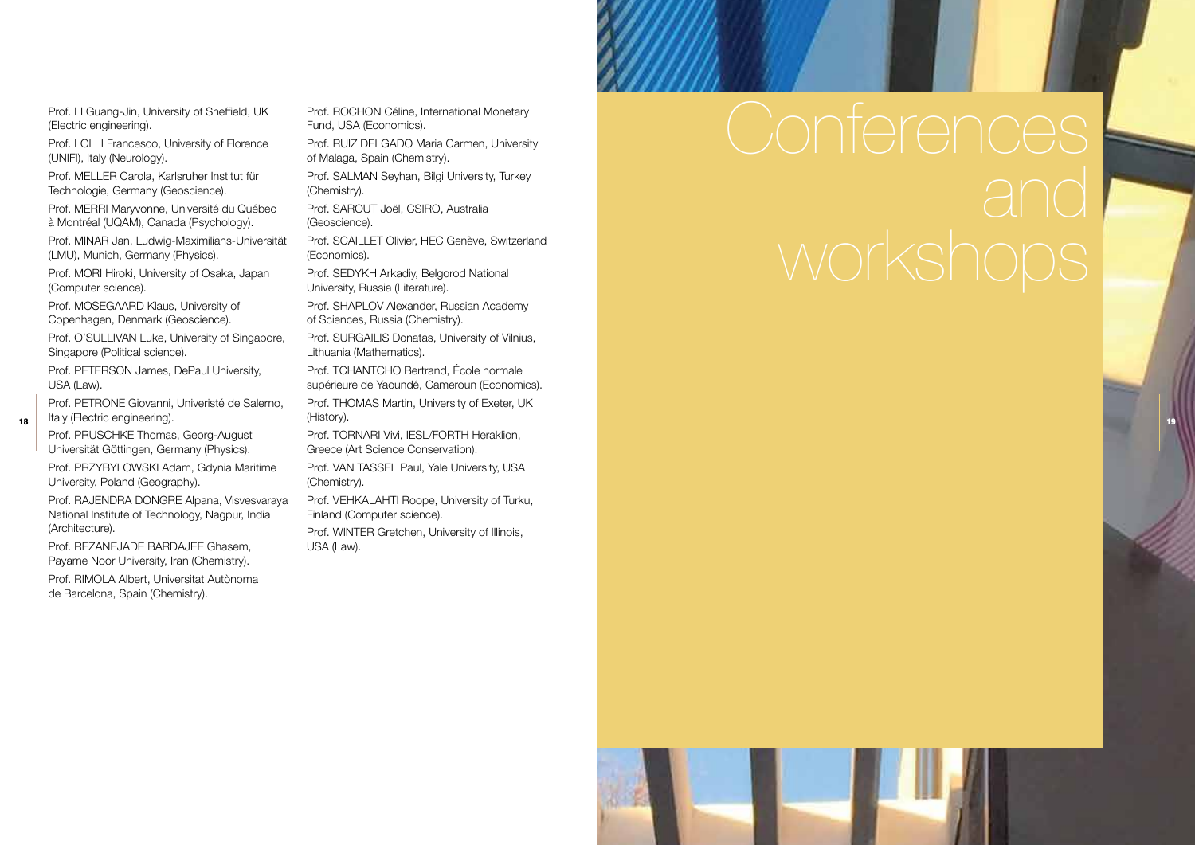Prof. LI Guang-Jin, University of Sheffield, UK (Electric engineering).

Prof. LOLLI Francesco, University of Florence (UNIFI), Italy (Neurology).

Prof. MELLER Carola, Karlsruher Institut für Technologie, Germany (Geoscience).

Prof. MERRI Maryvonne, Université du Québec à Montréal (UQAM), Canada (Psychology).

Prof. MINAR Jan, Ludwig-Maximilians-Universität (LMU), Munich, Germany (Physics).

Prof. MORI Hiroki, University of Osaka, Japan (Computer science).

Prof. MOSEGAARD Klaus, University of Copenhagen, Denmark (Geoscience).

Prof. O'SULLIVAN Luke, University of Singapore, Singapore (Political science).

Prof. PETERSON James, DePaul University, USA (Law).

Prof. PETRONE Giovanni, Univeristé de Salerno, Italy (Electric engineering).

Prof. PRUSCHKE Thomas, Georg-August Universität Göttingen, Germany (Physics).

Prof. PRZYBYLOWSKI Adam, Gdynia Maritime University, Poland (Geography).

Prof. RAJENDRA DONGRE Alpana, Visvesvaraya National Institute of Technology, Nagpur, India (Architecture).

Prof. REZANEJADE BARDAJEE Ghasem, Payame Noor University, Iran (Chemistry).

Prof. RIMOLA Albert, Universitat Autònoma de Barcelona, Spain (Chemistry).

Prof. ROCHON Céline, International Monetary Fund, USA (Economics).

Prof. RUIZ DELGADO Maria Carmen, University of Malaga, Spain (Chemistry).

Prof. SALMAN Seyhan, Bilgi University, Turkey (Chemistry).

Prof. SAROUT Joël, CSIRO, Australia (Geoscience).

Prof. SCAILLET Olivier, HEC Genève, Switzerland (Economics).

Prof. SEDYKH Arkadiy, Belgorod National University, Russia (Literature).

Prof. SHAPLOV Alexander, Russian Academy of Sciences, Russia (Chemistry).

Prof. SURGAILIS Donatas, University of Vilnius, Lithuania (Mathematics).

Prof. TCHANTCHO Bertrand, École normale supérieure de Yaoundé, Cameroun (Economics).

Prof. THOMAS Martin, University of Exeter, UK (History).

Prof. TORNARI Vivi, IESL/FORTH Heraklion, Greece (Art Science Conservation).

Prof. VAN TASSEL Paul, Yale University, USA (Chemistry).

Prof. VEHKALAHTI Roope, University of Turku, Finland (Computer science).

Prof. WINTER Gretchen, University of Illinois, USA (Law).

# Conferences and workshops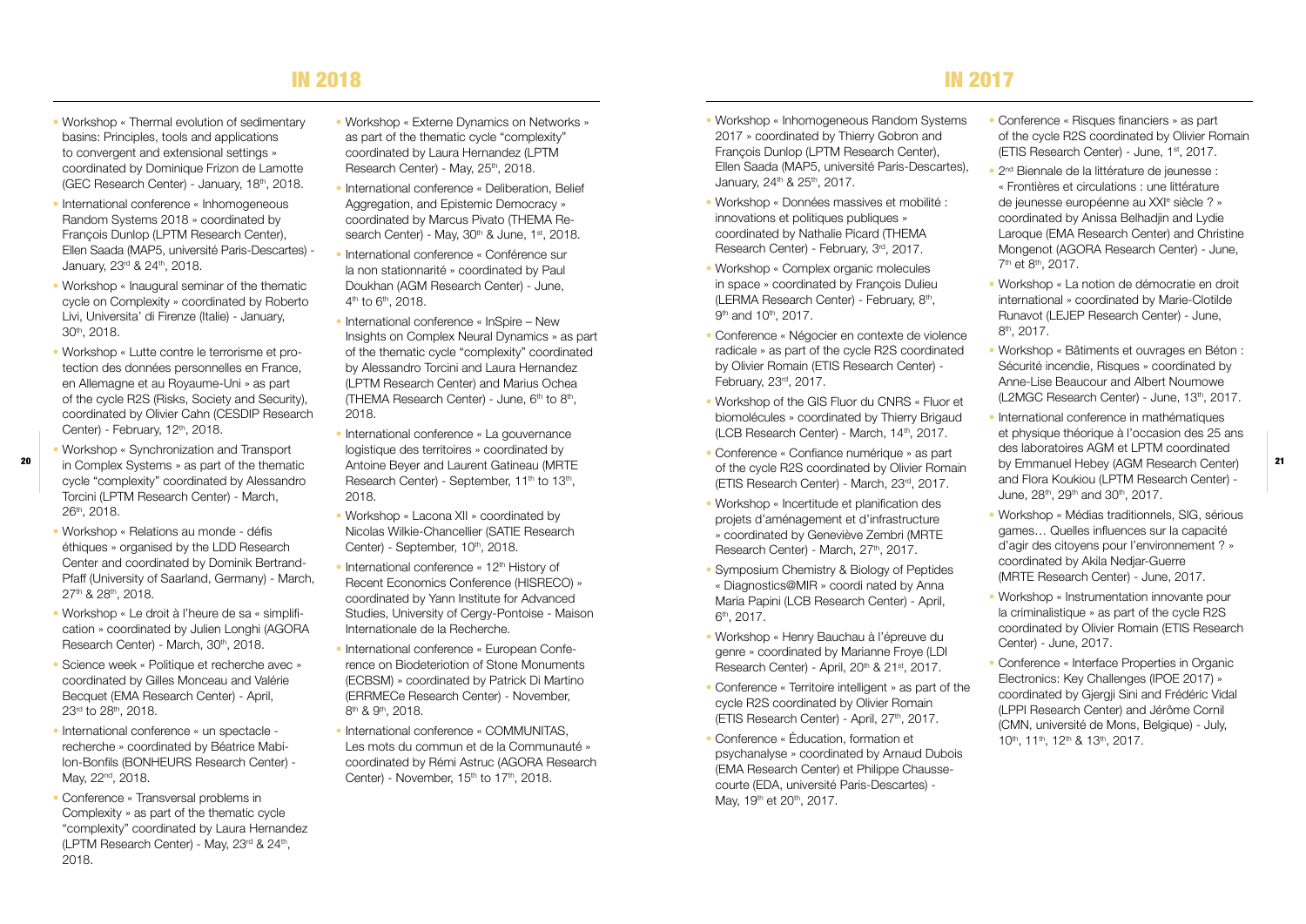## IN 2018

- Workshop « Thermal evolution of sedimentary basins: Principles, tools and applications to convergent and extensional settings » coordinated by Dominique Frizon de Lamotte (GEC Research Center) - January, 18th, 2018.
- International conference « Inhomogeneous Random Systems 2018 » coordinated by François Dunlop (LPTM Research Center), Ellen Saada (MAP5, université Paris-Descartes) - January, 23rd & 24th, 2018.
- Workshop « Inaugural seminar of the thematic cycle on Complexity » coordinated by Roberto Livi, Universita' di Firenze (Italie) - January, 30th, 2018.
- Workshop « Lutte contre le terrorisme et protection des données personnelles en France, en Allemagne et au Royaume-Uni » as part of the cycle R2S (Risks, Society and Security), coordinated by Olivier Cahn (CESDIP Research Center) - February, 12th, 2018.
- Workshop « Synchronization and Transport in Complex Systems » as part of the thematic cycle "complexity" coordinated by Alessandro Torcini (LPTM Research Center) - March, 26th, 2018.
- Workshop « Relations au monde - défis éthiques » organised by the LDD Research Center and coordinated by Dominik Bertrand-Pfaff (University of Saarland, Germany) - March, 27th & 28th, 2018.
- Workshop « Le droit à l'heure de sa « simplification » coordinated by Julien Longhi (AGORA Research Center) - March, 30th, 2018.
- Science week « Politique et recherche avec » coordinated by Gilles Monceau and Valérie Becquet (EMA Research Center) - April, 23rd to 28th, 2018.
- International conference « un spectacle - recherche » coordinated by Béatrice Mabilon-Bonfils (BONHEURS Research Center) - May, 22nd, 2018.
- Conference « Transversal problems in Complexity » as part of the thematic cycle "complexity" coordinated by Laura Hernandez (LPTM Research Center) - May, 23rd & 24th, 2018.
- Workshop « Externe Dynamics on Networks » as part of the thematic cycle "complexity" coordinated by Laura Hernandez (LPTM Research Center) - May, 25th, 2018.
- International conference « Deliberation, Belief Aggregation, and Epistemic Democracy » coordinated by Marcus Pivato (THEMA Research Center) - May, 30th & June, 1st, 2018.
- International conference « Conférence sur la non stationnarité » coordinated by Paul Doukhan (AGM Research Center) - June, 4th to 6th, 2018.
- International conference « InSpire – New Insights on Complex Neural Dynamics » as part of the thematic cycle "complexity" coordinated by Alessandro Torcini and Laura Hernandez (LPTM Research Center) and Marius Ochea (THEMA Research Center) - June, 6th to 8th, 2018.
- International conference « La gouvernance logistique des territoires » coordinated by Antoine Beyer and Laurent Gatineau (MRTE Research Center) - September, 11th to 13th, 2018.
- Workshop « Lacona XII » coordinated by Nicolas Wilkie-Chancellier (SATIE Research Center) - September, 10th, 2018.
- International conference « 12th History of Recent Economics Conference (HISRECO) » coordinated by Yann Institute for Advanced Studies, University of Cergy-Pontoise - Maison Internationale de la Recherche.
- International conference « European Conference on Biodeteriotion of Stone Monuments (ECBSM) » coordinated by Patrick Di Martino (ERRMECe Research Center) - November, 8th & 9th, 2018.
- International conference « COMMUNITAS, Les mots du commun et de la Communauté » coordinated by Rémi Astruc (AGORA Research Center) - November, 15th to 17th, 2018.

## IN 2017

- Workshop « Inhomogeneous Random Systems 2017 » coordinated by Thierry Gobron and François Dunlop (LPTM Research Center), Ellen Saada (MAP5, université Paris-Descartes), January, 24th & 25th, 2017.
- Workshop « Données massives et mobilité : innovations et politiques publiques » coordinated by Nathalie Picard (THEMA Research Center) - February, 3rd, 2017.
- Workshop « Complex organic molecules in space » coordinated by François Dulieu (LERMA Research Center) - February, 8th, 9th and 10th, 2017.
- Conference « Négocier en contexte de violence radicale » as part of the cycle R2S coordinated by Olivier Romain (ETIS Research Center) - February, 23rd, 2017.
- Workshop of the GIS Fluor du CNRS « Fluor et biomolécules » coordinated by Thierry Brigaud (LCB Research Center) - March, 14th, 2017.
- Conference « Confiance numérique » as part of the cycle R2S coordinated by Olivier Romain (ETIS Research Center) - March, 23rd, 2017.
- Workshop « Incertitude et planification des projets d'aménagement et d'infrastructure » coordinated by Geneviève Zembri (MRTE Research Center) - March, 27th, 2017.
- Symposium Chemistry & Biology of Peptides « Diagnostics@MIR » coordi nated by Anna Maria Papini (LCB Research Center) - April, 6th, 2017.
- Workshop « Henry Bauchau à l'épreuve du genre » coordinated by Marianne Froye (LDI Research Center) - April, 20th & 21st, 2017.
- Conference « Territoire intelligent » as part of the cycle R2S coordinated by Olivier Romain (ETIS Research Center) - April, 27th, 2017.
- Conference « Éducation, formation et psychanalyse » coordinated by Arnaud Dubois (EMA Research Center) et Philippe Chaussecourte (EDA, université Paris-Descartes) - May, 19th et 20th, 2017.
- Conference « Risques financiers » as part of the cycle R2S coordinated by Olivier Romain (ETIS Research Center) - June, 1st, 2017.
- 2nd Biennale de la littérature de jeunesse : « Frontières et circulations : une littérature de jeunesse européenne au XXIe siècle ? » coordinated by Anissa Belhadjin and Lydie Laroque (EMA Research Center) and Christine Mongenot (AGORA Research Center) - June, 7th et 8th, 2017.
- Workshop « La notion de démocratie en droit international » coordinated by Marie-Clotilde Runavot (LEJEP Research Center) - June, 8th, 2017.
- Workshop « Bâtiments et ouvrages en Béton : Sécurité incendie, Risques » coordinated by Anne-Lise Beaucour and Albert Noumowe (L2MGC Research Center) - June, 13th, 2017.
- International conference in mathématiques et physique théorique à l'occasion des 25 ans des laboratoires AGM et LPTM coordinated by Emmanuel Hebey (AGM Research Center) and Flora Koukiou (LPTM Research Center) - June, 28th, 29th and 30th, 2017.
- Workshop « Médias traditionnels, SIG, sérious games… Quelles influences sur la capacité d'agir des citoyens pour l'environnement ? » coordinated by Akila Nedjar-Guerre (MRTE Research Center) - June, 2017.
- Workshop « Instrumentation innovante pour la criminalistique » as part of the cycle R2S coordinated by Olivier Romain (ETIS Research Center) - June, 2017.
- Conference « Interface Properties in Organic Electronics: Key Challenges (IPOE 2017) » coordinated by Gjergji Sini and Frédéric Vidal (LPPI Research Center) and Jérôme Cornil (CMN, université de Mons, Belgique) - July, 10th, 11th, 12th & 13th, 2017.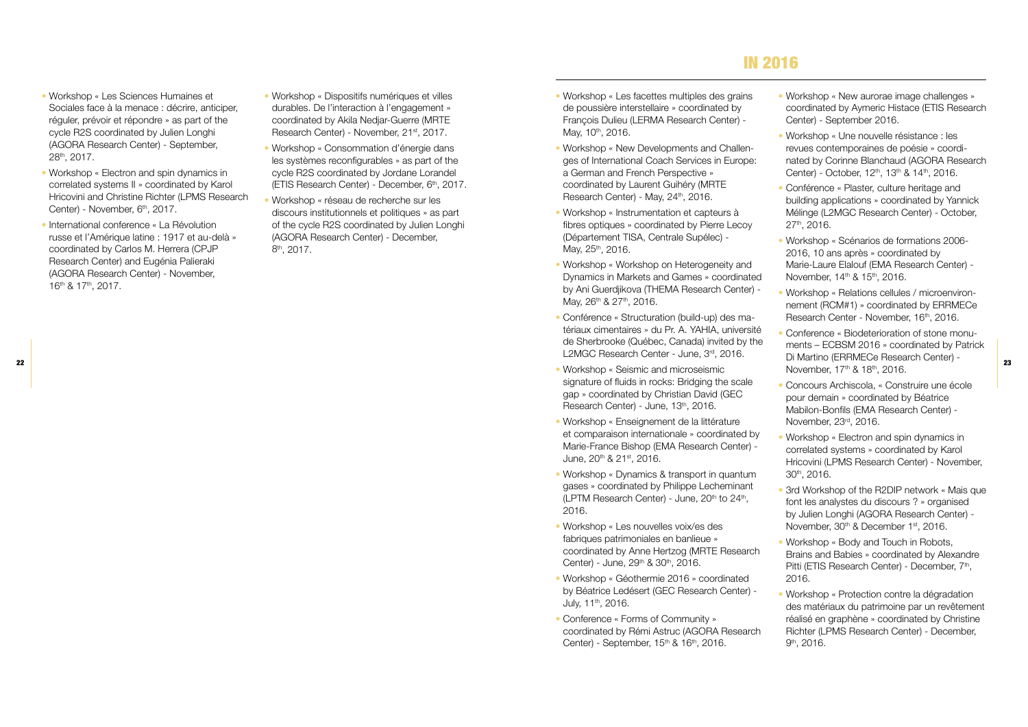- Workshop « Les Sciences Humaines et Sociales face à la menace : décrire, anticiper, réguler, prévoir et répondre » as part of the cycle R2S coordinated by Julien Longhi (AGORA Research Center) - September, 28th, 2017.
- Workshop « Electron and spin dynamics in correlated systems II » coordinated by Karol Hricovini and Christine Richter (LPMS Research Center) - November, 6th, 2017.
- International conference « La Révolution russe et l'Amérique latine : 1917 et au-delà » coordinated by Carlos M. Herrera (CPJP Research Center) and Eugénia Palieraki (AGORA Research Center) - November, 16th & 17th, 2017.
- Workshop « Dispositifs numériques et villes durables. De l'interaction à l'engagement » coordinated by Akila Nedjar-Guerre (MRTE Research Center) - November, 21st, 2017.
- Workshop « Consommation d'énergie dans les systèmes reconfigurables » as part of the cycle R2S coordinated by Jordane Lorandel (ETIS Research Center) - December, 6th, 2017.
- Workshop « réseau de recherche sur les discours institutionnels et politiques » as part of the cycle R2S coordinated by Julien Longhi (AGORA Research Center) - December, 8th, 2017.

# IN 2016

- Workshop « Les facettes multiples des grains de poussière interstellaire » coordinated by François Dulieu (LERMA Research Center) - May, 10th, 2016.
- Workshop « New Developments and Challenges of International Coach Services in Europe: a German and French Perspective » coordinated by Laurent Guihéry (MRTE Research Center) - May, 24th, 2016.
- Workshop « Instrumentation et capteurs à fibres optiques » coordinated by Pierre Lecoy (Département TISA, Centrale Supélec) - May, 25th, 2016.
- Workshop « Workshop on Heterogeneity and Dynamics in Markets and Games » coordinated by Ani Guerdjikova (THEMA Research Center) - May, 26th & 27th, 2016.
- Conférence « Structuration (build-up) des matériaux cimentaires » du Pr. A. YAHIA, université de Sherbrooke (Québec, Canada) invited by the L2MGC Research Center - June, 3rd, 2016.
- Workshop « Seismic and microseismic signature of fluids in rocks: Bridging the scale gap » coordinated by Christian David (GEC Research Center) - June, 13th, 2016.
- Workshop « Enseignement de la littérature et comparaison internationale » coordinated by Marie-France Bishop (EMA Research Center) - June, 20th & 21st, 2016.
- Workshop « Dynamics & transport in quantum gases » coordinated by Philippe Lecheminant (LPTM Research Center) - June, 20th to 24th, 2016.
- Workshop « Les nouvelles voix/es des fabriques patrimoniales en banlieue » coordinated by Anne Hertzog (MRTE Research Center) - June, 29th & 30th, 2016.
- Workshop « Géothermie 2016 » coordinated by Béatrice Ledésert (GEC Research Center) - July, 11th, 2016.
- Conference « Forms of Community » coordinated by Rémi Astruc (AGORA Research Center) - September, 15th & 16th, 2016.
- Workshop « New aurorae image challenges » coordinated by Aymeric Histace (ETIS Research Center) - September 2016.
- Workshop « Une nouvelle résistance : les revues contemporaines de poésie » coordinated by Corinne Blanchaud (AGORA Research Center) - October, 12th, 13th & 14th, 2016.
- Conférence « Plaster, culture heritage and building applications » coordinated by Yannick Mélinge (L2MGC Research Center) - October, 27th, 2016.
- Workshop « Scénarios de formations 2006-2016, 10 ans après » coordinated by Marie-Laure Elalouf (EMA Research Center) - November, 14th & 15th, 2016.
- Workshop « Relations cellules / microenvironnement (RCM#1) » coordinated by ERRMECe Research Center - November, 16th, 2016.
- Conference « Biodeterioration of stone monuments – ECBSM 2016 » coordinated by Patrick Di Martino (ERRMECe Research Center) - November, 17th & 18th, 2016.
- Concours Archiscola, « Construire une école pour demain » coordinated by Béatrice Mabilon-Bonfils (EMA Research Center) - November, 23rd, 2016.
- Workshop « Electron and spin dynamics in correlated systems » coordinated by Karol Hricovini (LPMS Research Center) - November, 30th, 2016.
- 3rd Workshop of the R2DIP network « Mais que font les analystes du discours ? » organised by Julien Longhi (AGORA Research Center) - November, 30th & December 1st, 2016.
- Workshop « Body and Touch in Robots, Brains and Babies » coordinated by Alexandre Pitti (ETIS Research Center) - December, 7th, 2016.
- Workshop « Protection contre la dégradation des matériaux du patrimoine par un revêtement réalisé en graphène » coordinated by Christine Richter (LPMS Research Center) - December, 9th, 2016.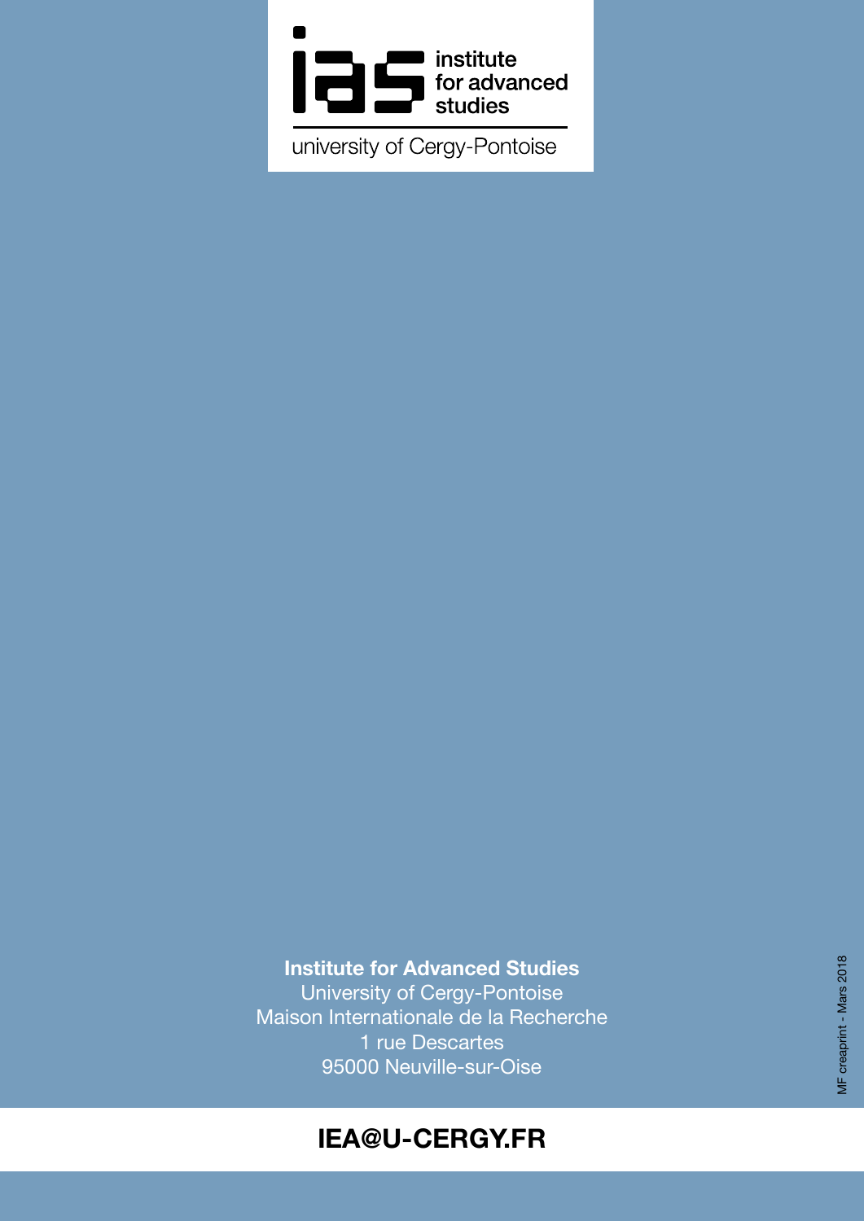institute
for advanced
studies

university of Cergy-Pontoise

**Institute for Advanced Studies**
University of Cergy-Pontoise
Maison Internationale de la Recherche
1 rue Descartes
95000 Neuville-sur-Oise

MF creaprint - Mars 2018

**IEA@U-CERGY.FR**